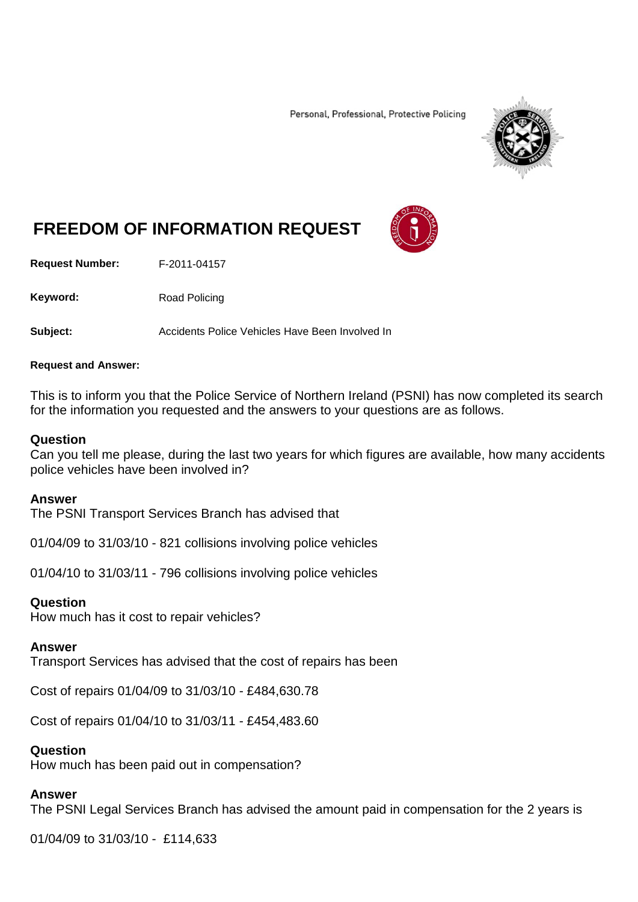Personal, Professional, Protective Policing

# FREEDOM OF INFORMATION REQUEST

**Request Number:** F-2011-04157

**Keyword:** Road Policing

**Subject:** Accidents Police Vehicles Have Been Involved In

**Request and Answer:**

This is to inform you that the Police Service of Northern Ireland (PSNI) has now completed its search for the information you requested and the answers to your questions are as follows.

**Question**
Can you tell me please, during the last two years for which figures are available, how many accidents police vehicles have been involved in?

**Answer**
The PSNI Transport Services Branch has advised that

01/04/09 to 31/03/10 - 821 collisions involving police vehicles

01/04/10 to 31/03/11 - 796 collisions involving police vehicles

**Question**
How much has it cost to repair vehicles?

**Answer**
Transport Services has advised that the cost of repairs has been

Cost of repairs 01/04/09 to 31/03/10 - £484,630.78

Cost of repairs 01/04/10 to 31/03/11 - £454,483.60

**Question**
How much has been paid out in compensation?

**Answer**
The PSNI Legal Services Branch has advised the amount paid in compensation for the 2 years is

01/04/09 to 31/03/10 - £114,633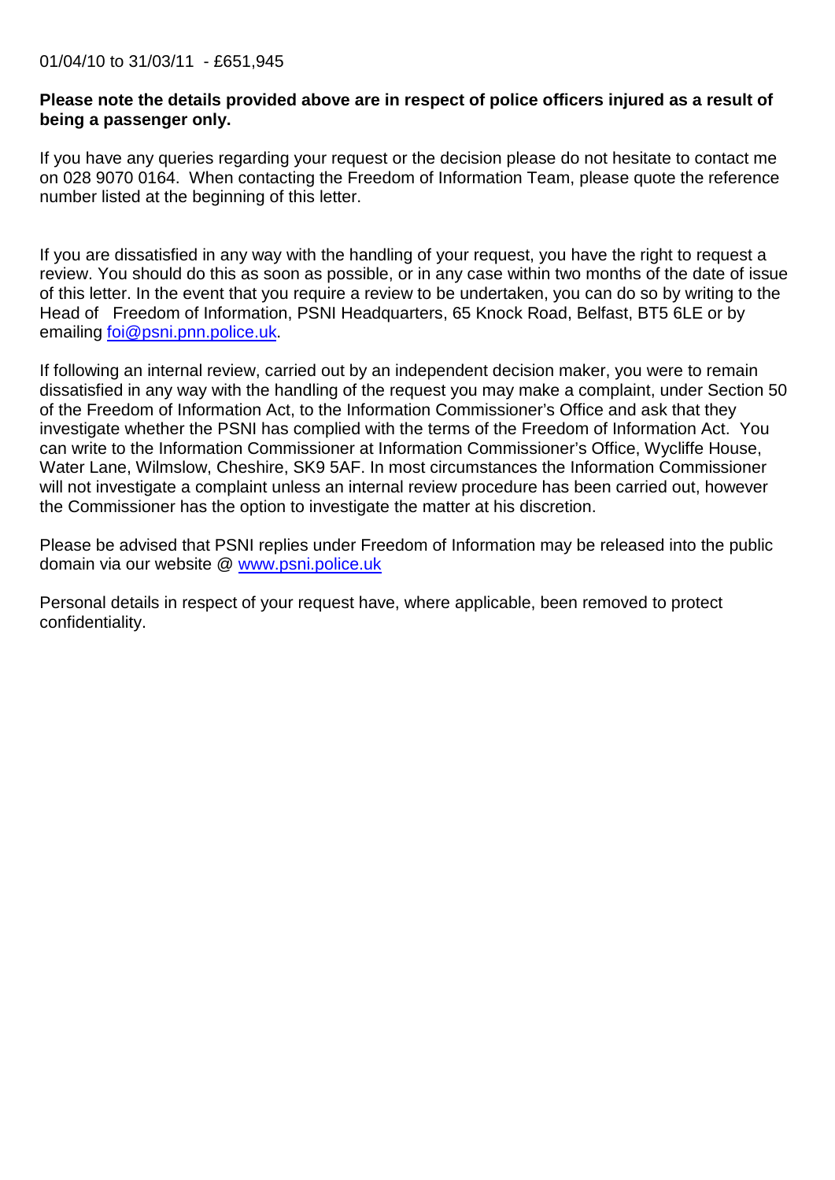01/04/10 to 31/03/11 - £651,945

**Please note the details provided above are in respect of police officers injured as a result of being a passenger only.**

If you have any queries regarding your request or the decision please do not hesitate to contact me on 028 9070 0164. When contacting the Freedom of Information Team, please quote the reference number listed at the beginning of this letter.

If you are dissatisfied in any way with the handling of your request, you have the right to request a review. You should do this as soon as possible, or in any case within two months of the date of issue of this letter. In the event that you require a review to be undertaken, you can do so by writing to the Head of Freedom of Information, PSNI Headquarters, 65 Knock Road, Belfast, BT5 6LE or by emailing foi@psni.pnn.police.uk.

If following an internal review, carried out by an independent decision maker, you were to remain dissatisfied in any way with the handling of the request you may make a complaint, under Section 50 of the Freedom of Information Act, to the Information Commissioner's Office and ask that they investigate whether the PSNI has complied with the terms of the Freedom of Information Act. You can write to the Information Commissioner at Information Commissioner's Office, Wycliffe House, Water Lane, Wilmslow, Cheshire, SK9 5AF. In most circumstances the Information Commissioner will not investigate a complaint unless an internal review procedure has been carried out, however the Commissioner has the option to investigate the matter at his discretion.

Please be advised that PSNI replies under Freedom of Information may be released into the public domain via our website @ www.psni.police.uk

Personal details in respect of your request have, where applicable, been removed to protect confidentiality.